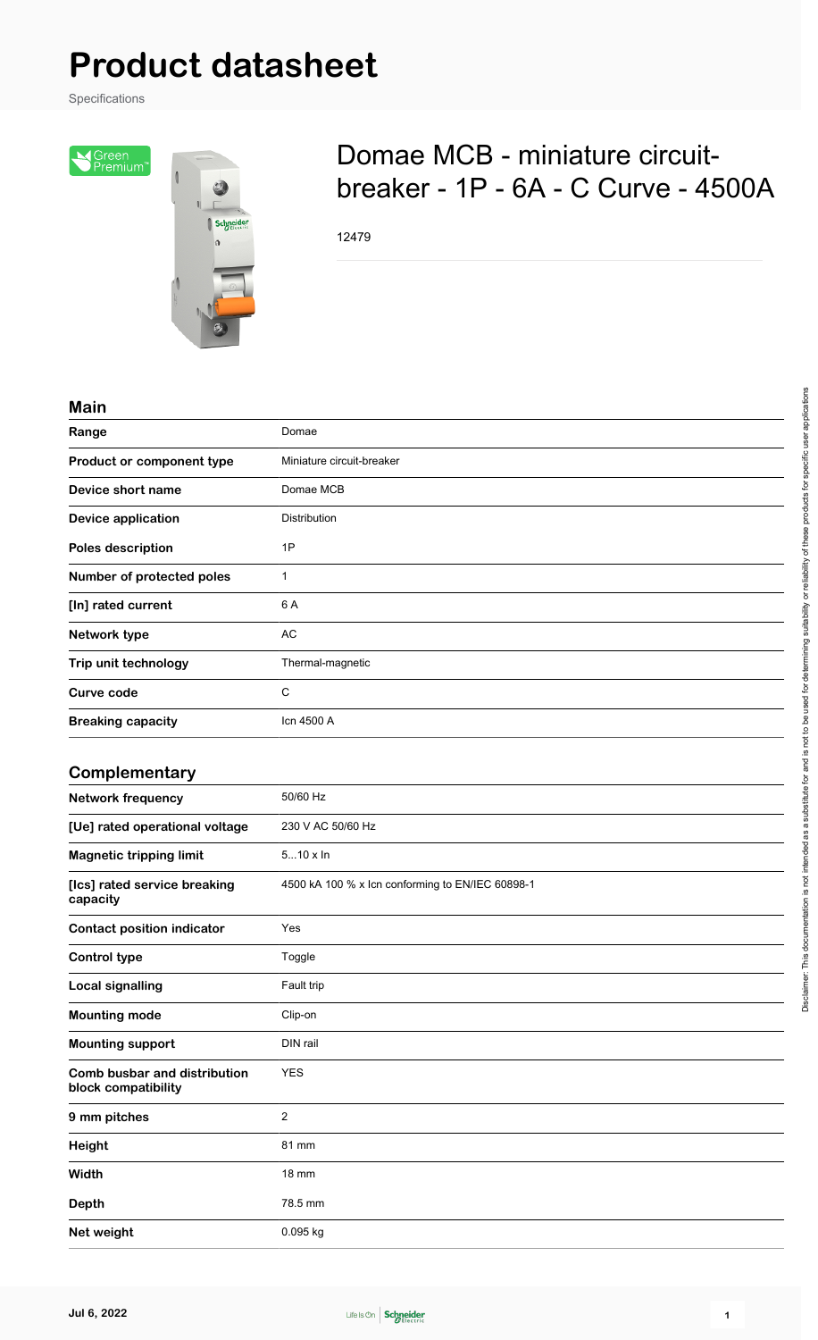# Product datasheet

Specifications

## Domae MCB - miniature circuit-breaker - 1P - 6A - C Curve - 4500A

12479

### Main

| | |
|---|---|
| **Range** | Domae |
| **Product or component type** | Miniature circuit-breaker |
| **Device short name** | Domae MCB |
| **Device application** | Distribution |
| **Poles description** | 1P |
| **Number of protected poles** | 1 |
| **[In] rated current** | 6 A |
| **Network type** | AC |
| **Trip unit technology** | Thermal-magnetic |
| **Curve code** | C |
| **Breaking capacity** | Icn 4500 A |

### Complementary

| | |
|---|---|
| **Network frequency** | 50/60 Hz |
| **[Ue] rated operational voltage** | 230 V AC 50/60 Hz |
| **Magnetic tripping limit** | 5...10 x In |
| **[Ics] rated service breaking capacity** | 4500 kA 100 % x Icn conforming to EN/IEC 60898-1 |
| **Contact position indicator** | Yes |
| **Control type** | Toggle |
| **Local signalling** | Fault trip |
| **Mounting mode** | Clip-on |
| **Mounting support** | DIN rail |
| **Comb busbar and distribution block compatibility** | YES |
| **9 mm pitches** | 2 |
| **Height** | 81 mm |
| **Width** | 18 mm |
| **Depth** | 78.5 mm |
| **Net weight** | 0.095 kg |

Disclaimer: This documentation is not intended as a substitute for and is not to be used for determining suitability or reliability of these products for specific user applications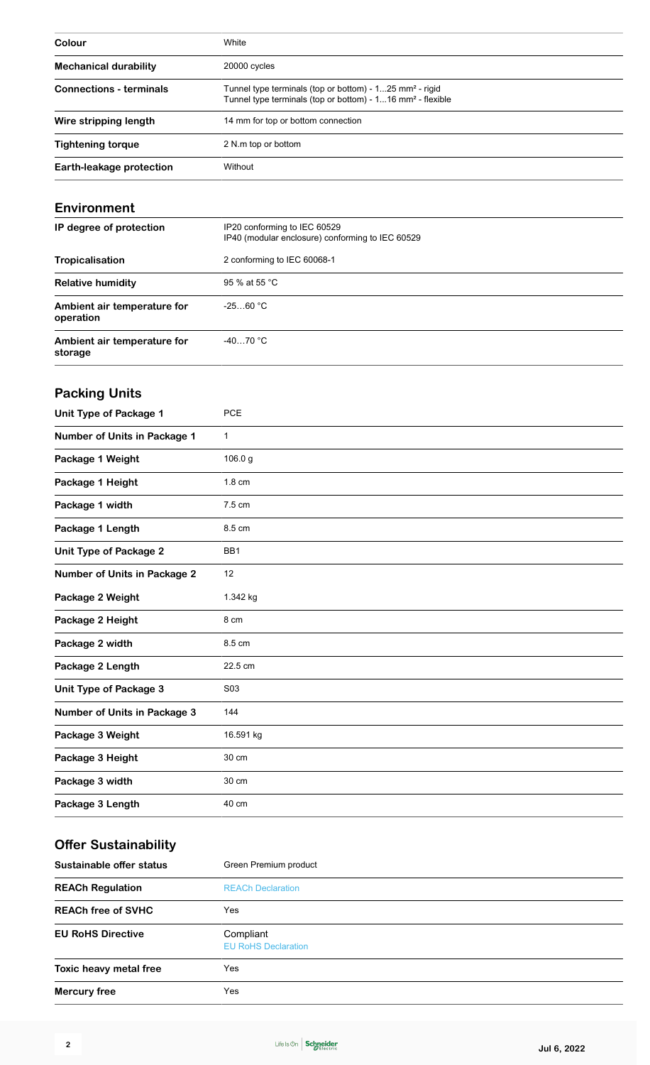| | |
|---|---|
| **Colour** | White |
| **Mechanical durability** | 20000 cycles |
| **Connections - terminals** | Tunnel type terminals (top or bottom) - 1...25 mm² - rigid<br>Tunnel type terminals (top or bottom) - 1...16 mm² - flexible |
| **Wire stripping length** | 14 mm for top or bottom connection |
| **Tightening torque** | 2 N.m top or bottom |
| **Earth-leakage protection** | Without |

## Environment

| | |
|---|---|
| **IP degree of protection** | IP20 conforming to IEC 60529<br>IP40 (modular enclosure) conforming to IEC 60529 |
| **Tropicalisation** | 2 conforming to IEC 60068-1 |
| **Relative humidity** | 95 % at 55 °C |
| **Ambient air temperature for operation** | -25…60 °C |
| **Ambient air temperature for storage** | -40…70 °C |

## Packing Units

| | |
|---|---|
| **Unit Type of Package 1** | PCE |
| **Number of Units in Package 1** | 1 |
| **Package 1 Weight** | 106.0 g |
| **Package 1 Height** | 1.8 cm |
| **Package 1 width** | 7.5 cm |
| **Package 1 Length** | 8.5 cm |
| **Unit Type of Package 2** | BB1 |
| **Number of Units in Package 2** | 12 |
| **Package 2 Weight** | 1.342 kg |
| **Package 2 Height** | 8 cm |
| **Package 2 width** | 8.5 cm |
| **Package 2 Length** | 22.5 cm |
| **Unit Type of Package 3** | S03 |
| **Number of Units in Package 3** | 144 |
| **Package 3 Weight** | 16.591 kg |
| **Package 3 Height** | 30 cm |
| **Package 3 width** | 30 cm |
| **Package 3 Length** | 40 cm |

## Offer Sustainability

| | |
|---|---|
| **Sustainable offer status** | Green Premium product |
| **REACh Regulation** | REACh Declaration |
| **REACh free of SVHC** | Yes |
| **EU RoHS Directive** | Compliant<br>EU RoHS Declaration |
| **Toxic heavy metal free** | Yes |
| **Mercury free** | Yes |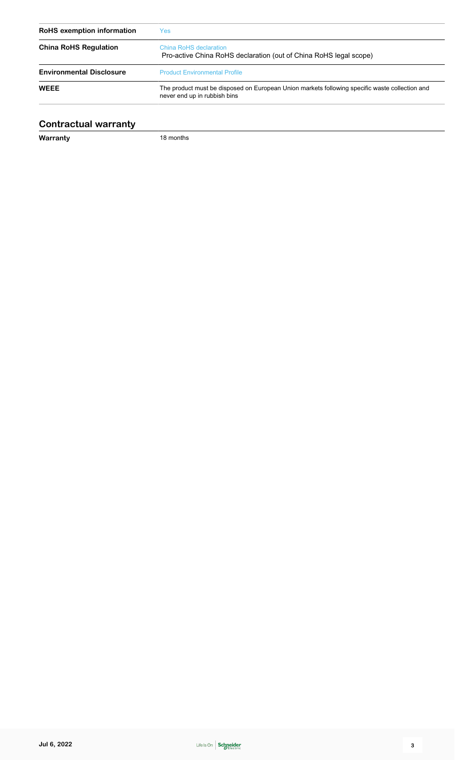| | |
|---|---|
| **RoHS exemption information** | Yes |
| **China RoHS Regulation** | China RoHS declaration<br>Pro-active China RoHS declaration (out of China RoHS legal scope) |
| **Environmental Disclosure** | Product Environmental Profile |
| **WEEE** | The product must be disposed on European Union markets following specific waste collection and never end up in rubbish bins |

## Contractual warranty

| | |
|---|---|
| **Warranty** | 18 months |